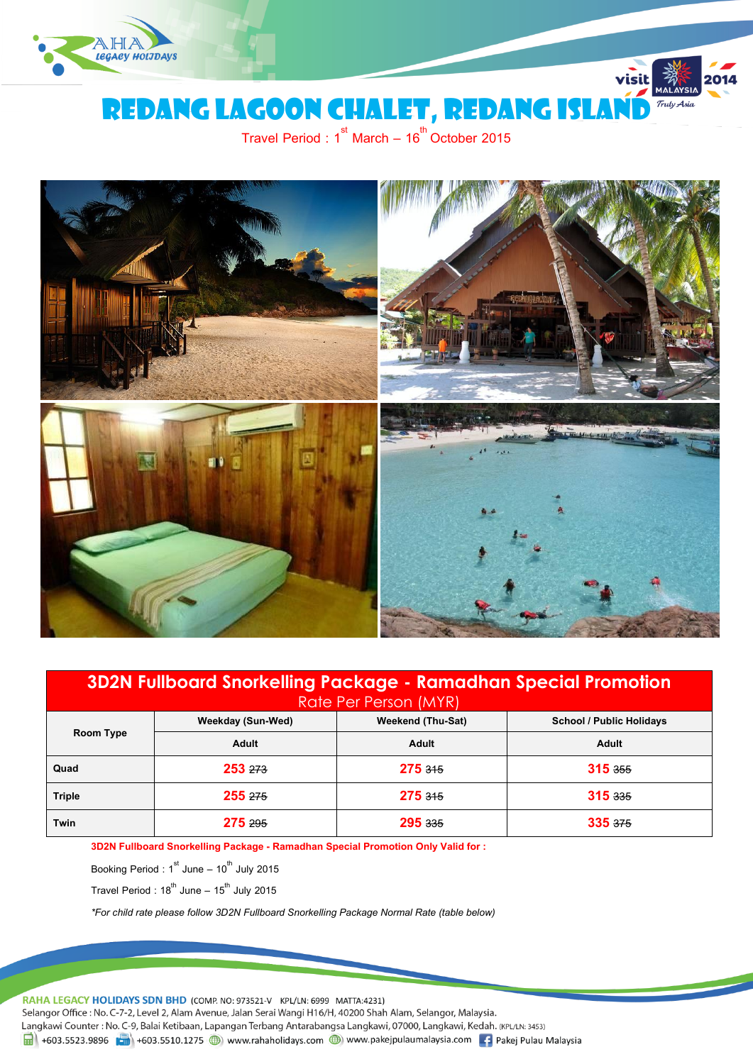# REDANG LAGOON CHALET, REDANG ISLAND

Travel Period : 1st March – 16th October 2015

| 3D2N Fullboard Snorkelling Package - Ramadhan Special Promotion<br>Rate Per Person (MYR) | | | |
|---|---|---|---|
| Room Type | Weekday (Sun-Wed) | Weekend (Thu-Sat) | School / Public Holidays |
| | Adult | Adult | Adult |
| Quad | 253 ~~273~~ | 275 ~~315~~ | 315 ~~355~~ |
| Triple | 255 ~~275~~ | 275 ~~315~~ | 315 ~~335~~ |
| Twin | 275 ~~295~~ | 295 ~~335~~ | 335 ~~375~~ |

**3D2N Fullboard Snorkelling Package - Ramadhan Special Promotion Only Valid for :**

Booking Period : 1st June – 10th July 2015

Travel Period : 18th June – 15th July 2015

*\*For child rate please follow 3D2N Fullboard Snorkelling Package Normal Rate (table below)*

**RAHA LEGACY HOLIDAYS SDN BHD** (COMP. NO: 973521-V KPL/LN: 6999 MATTA:4231)

Selangor Office : No. C-7-2, Level 2, Alam Avenue, Jalan Serai Wangi H16/H, 40200 Shah Alam, Selangor, Malaysia.

Langkawi Counter : No. C-9, Balai Ketibaan, Lapangan Terbang Antarabangsa Langkawi, 07000, Langkawi, Kedah. (KPL/LN: 3453)

+603.5523.9896 +603.5510.1275 www.rahaholidays.com www.pakejpulaumalaysia.com Pakej Pulau Malaysia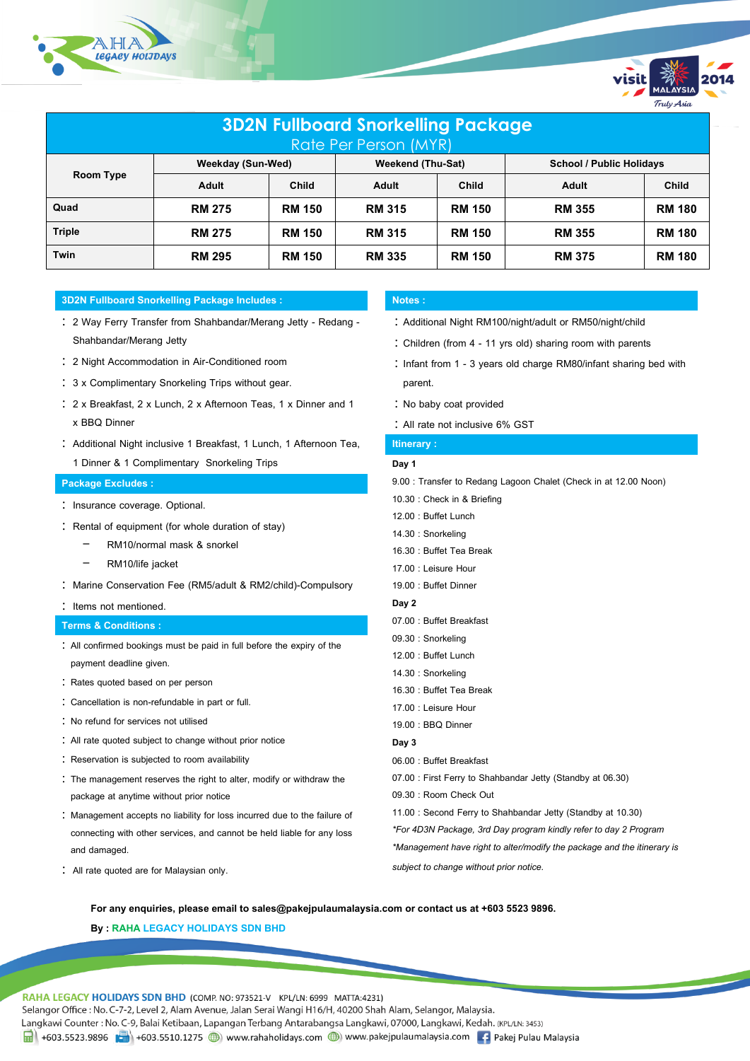# 3D2N Fullboard Snorkelling Package

Rate Per Person (MYR)

| Room Type | Weekday (Sun-Wed) | | Weekend (Thu-Sat) | | School / Public Holidays | |
|---|---|---|---|---|---|---|
| | Adult | Child | Adult | Child | Adult | Child |
| Quad | RM 275 | RM 150 | RM 315 | RM 150 | RM 355 | RM 180 |
| Triple | RM 275 | RM 150 | RM 315 | RM 150 | RM 355 | RM 180 |
| Twin | RM 295 | RM 150 | RM 335 | RM 150 | RM 375 | RM 180 |

## 3D2N Fullboard Snorkelling Package Includes :

- 2 Way Ferry Transfer from Shahbandar/Merang Jetty - Redang - Shahbandar/Merang Jetty
- 2 Night Accommodation in Air-Conditioned room
- 3 x Complimentary Snorkeling Trips without gear.
- 2 x Breakfast, 2 x Lunch, 2 x Afternoon Teas, 1 x Dinner and 1 x BBQ Dinner
- Additional Night inclusive 1 Breakfast, 1 Lunch, 1 Afternoon Tea, 1 Dinner & 1 Complimentary Snorkeling Trips

## Package Excludes :

- Insurance coverage. Optional.
- Rental of equipment (for whole duration of stay)
  - RM10/normal mask & snorkel
  - RM10/life jacket
- Marine Conservation Fee (RM5/adult & RM2/child)-Compulsory
- Items not mentioned.

## Terms & Conditions :

- All confirmed bookings must be paid in full before the expiry of the payment deadline given.
- Rates quoted based on per person
- Cancellation is non-refundable in part or full.
- No refund for services not utilised
- All rate quoted subject to change without prior notice
- Reservation is subjected to room availability
- The management reserves the right to alter, modify or withdraw the package at anytime without prior notice
- Management accepts no liability for loss incurred due to the failure of connecting with other services, and cannot be held liable for any loss and damaged.
- All rate quoted are for Malaysian only.

## Notes :

- Additional Night RM100/night/adult or RM50/night/child
- Children (from 4 - 11 yrs old) sharing room with parents
- Infant from 1 - 3 years old charge RM80/infant sharing bed with parent.
- No baby coat provided
- All rate not inclusive 6% GST

## Itinerary :

**Day 1**

9.00 : Transfer to Redang Lagoon Chalet (Check in at 12.00 Noon)
10.30 : Check in & Briefing
12.00 : Buffet Lunch
14.30 : Snorkeling
16.30 : Buffet Tea Break
17.00 : Leisure Hour
19.00 : Buffet Dinner

**Day 2**

07.00 : Buffet Breakfast
09.30 : Snorkeling
12.00 : Buffet Lunch
14.30 : Snorkeling
16.30 : Buffet Tea Break
17.00 : Leisure Hour
19.00 : BBQ Dinner

**Day 3**

06.00 : Buffet Breakfast
07.00 : First Ferry to Shahbandar Jetty (Standby at 06.30)
09.30 : Room Check Out
11.00 : Second Ferry to Shahbandar Jetty (Standby at 10.30)

*\*For 4D3N Package, 3rd Day program kindly refer to day 2 Program*

*\*Management have right to alter/modify the package and the itinerary is subject to change without prior notice.*

**For any enquiries, please email to sales@pakejpulaumalaysia.com or contact us at +603 5523 9896.**

**By : RAHA LEGACY HOLIDAYS SDN BHD**

RAHA LEGACY HOLIDAYS SDN BHD (COMP. NO: 973521-V KPL/LN: 6999 MATTA:4231)
Selangor Office : No. C-7-2, Level 2, Alam Avenue, Jalan Serai Wangi H16/H, 40200 Shah Alam, Selangor, Malaysia.
Langkawi Counter : No. C-9, Balai Ketibaan, Lapangan Terbang Antarabangsa Langkawi, 07000, Langkawi, Kedah. (KPL/LN: 3453)
+603.5523.9896 +603.5510.1275 www.rahaholidays.com www.pakejpulaumalaysia.com Pakej Pulau Malaysia